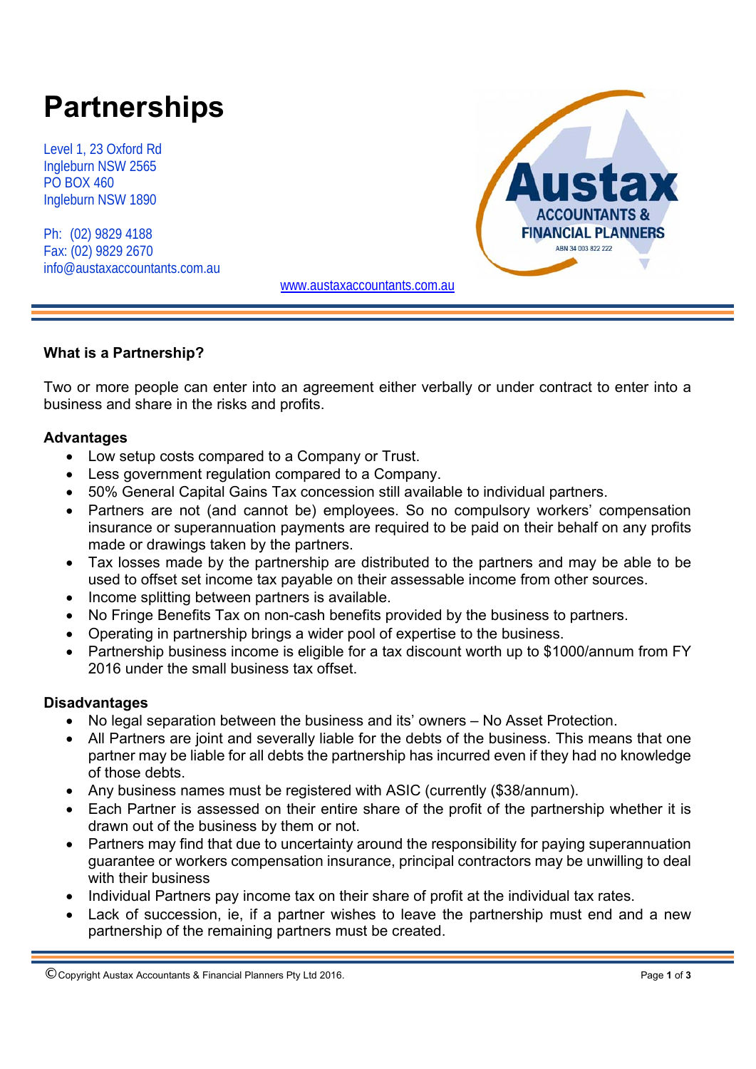# Partnerships

Level 1, 23 Oxford Rd
Ingleburn NSW 2565
PO BOX 460
Ingleburn NSW 1890

Ph: (02) 9829 4188
Fax: (02) 9829 2670
info@austaxaccountants.com.au

Austax ACCOUNTANTS & FINANCIAL PLANNERS ABN 34 003 822 222

www.austaxaccountants.com.au

### What is a Partnership?

Two or more people can enter into an agreement either verbally or under contract to enter into a business and share in the risks and profits.

**Advantages**

- Low setup costs compared to a Company or Trust.
- Less government regulation compared to a Company.
- 50% General Capital Gains Tax concession still available to individual partners.
- Partners are not (and cannot be) employees. So no compulsory workers' compensation insurance or superannuation payments are required to be paid on their behalf on any profits made or drawings taken by the partners.
- Tax losses made by the partnership are distributed to the partners and may be able to be used to offset set income tax payable on their assessable income from other sources.
- Income splitting between partners is available.
- No Fringe Benefits Tax on non-cash benefits provided by the business to partners.
- Operating in partnership brings a wider pool of expertise to the business.
- Partnership business income is eligible for a tax discount worth up to $1000/annum from FY 2016 under the small business tax offset.

**Disadvantages**

- No legal separation between the business and its' owners – No Asset Protection.
- All Partners are joint and severally liable for the debts of the business. This means that one partner may be liable for all debts the partnership has incurred even if they had no knowledge of those debts.
- Any business names must be registered with ASIC (currently ($38/annum).
- Each Partner is assessed on their entire share of the profit of the partnership whether it is drawn out of the business by them or not.
- Partners may find that due to uncertainty around the responsibility for paying superannuation guarantee or workers compensation insurance, principal contractors may be unwilling to deal with their business
- Individual Partners pay income tax on their share of profit at the individual tax rates.
- Lack of succession, ie, if a partner wishes to leave the partnership must end and a new partnership of the remaining partners must be created.

©Copyright Austax Accountants & Financial Planners Pty Ltd 2016.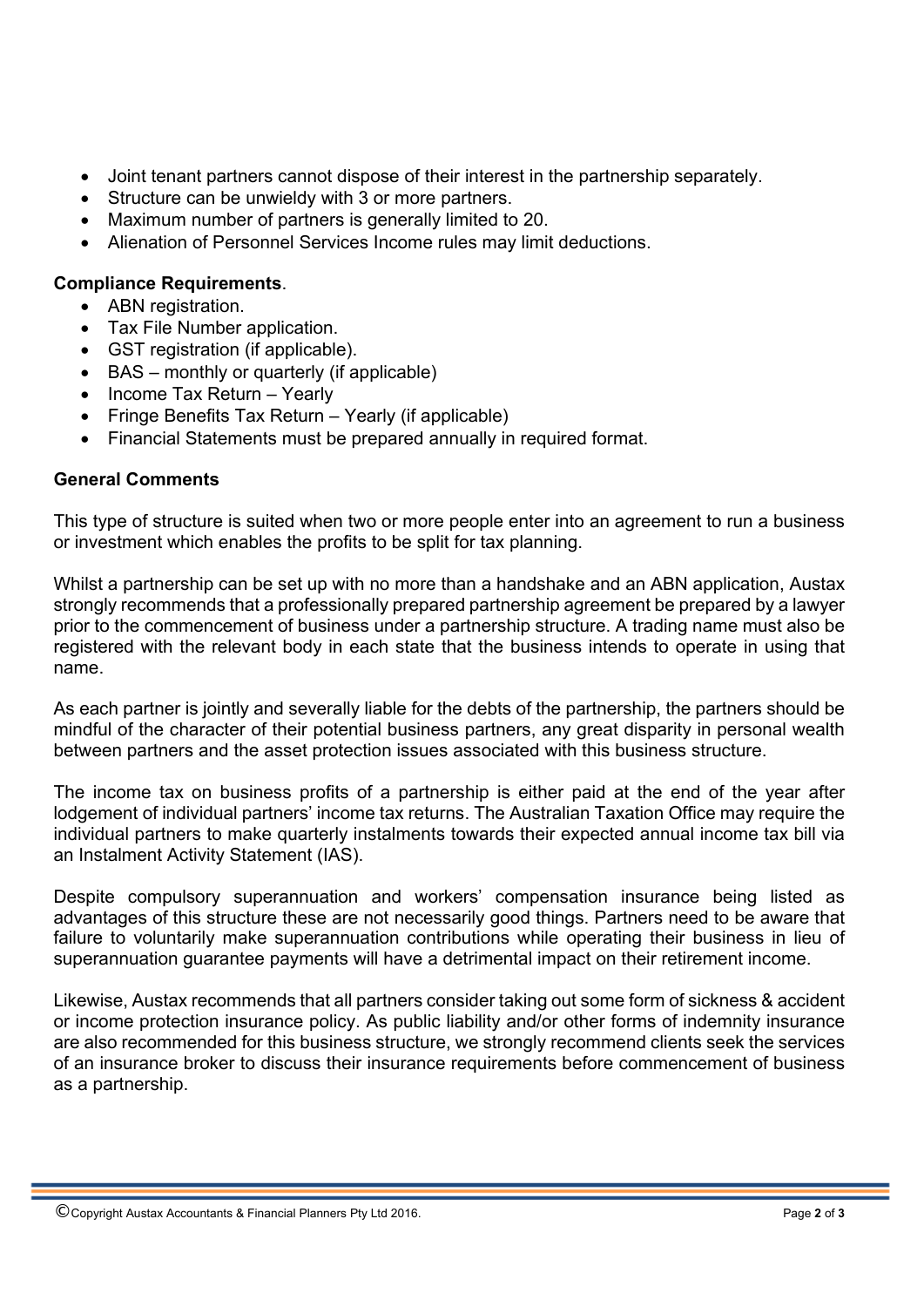- Joint tenant partners cannot dispose of their interest in the partnership separately.
- Structure can be unwieldy with 3 or more partners.
- Maximum number of partners is generally limited to 20.
- Alienation of Personnel Services Income rules may limit deductions.

**Compliance Requirements**.

- ABN registration.
- Tax File Number application.
- GST registration (if applicable).
- BAS – monthly or quarterly (if applicable)
- Income Tax Return – Yearly
- Fringe Benefits Tax Return – Yearly (if applicable)
- Financial Statements must be prepared annually in required format.

**General Comments**

This type of structure is suited when two or more people enter into an agreement to run a business or investment which enables the profits to be split for tax planning.

Whilst a partnership can be set up with no more than a handshake and an ABN application, Austax strongly recommends that a professionally prepared partnership agreement be prepared by a lawyer prior to the commencement of business under a partnership structure. A trading name must also be registered with the relevant body in each state that the business intends to operate in using that name.

As each partner is jointly and severally liable for the debts of the partnership, the partners should be mindful of the character of their potential business partners, any great disparity in personal wealth between partners and the asset protection issues associated with this business structure.

The income tax on business profits of a partnership is either paid at the end of the year after lodgement of individual partners' income tax returns. The Australian Taxation Office may require the individual partners to make quarterly instalments towards their expected annual income tax bill via an Instalment Activity Statement (IAS).

Despite compulsory superannuation and workers' compensation insurance being listed as advantages of this structure these are not necessarily good things. Partners need to be aware that failure to voluntarily make superannuation contributions while operating their business in lieu of superannuation guarantee payments will have a detrimental impact on their retirement income.

Likewise, Austax recommends that all partners consider taking out some form of sickness & accident or income protection insurance policy. As public liability and/or other forms of indemnity insurance are also recommended for this business structure, we strongly recommend clients seek the services of an insurance broker to discuss their insurance requirements before commencement of business as a partnership.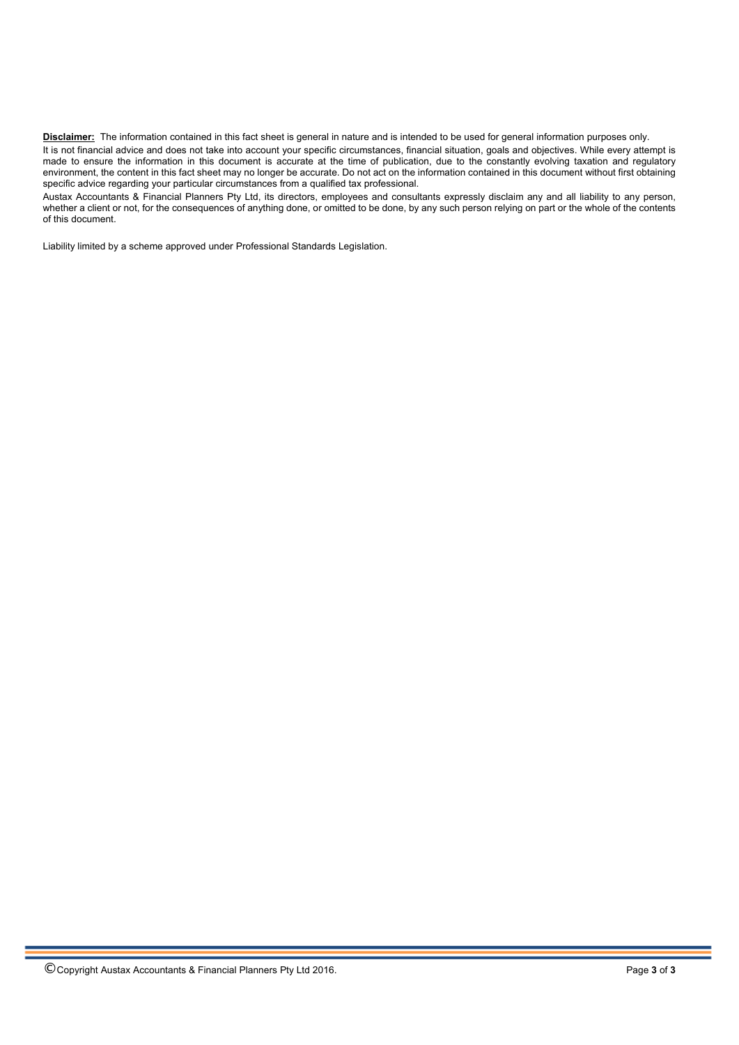**Disclaimer:** The information contained in this fact sheet is general in nature and is intended to be used for general information purposes only.

It is not financial advice and does not take into account your specific circumstances, financial situation, goals and objectives. While every attempt is made to ensure the information in this document is accurate at the time of publication, due to the constantly evolving taxation and regulatory environment, the content in this fact sheet may no longer be accurate. Do not act on the information contained in this document without first obtaining specific advice regarding your particular circumstances from a qualified tax professional.

Austax Accountants & Financial Planners Pty Ltd, its directors, employees and consultants expressly disclaim any and all liability to any person, whether a client or not, for the consequences of anything done, or omitted to be done, by any such person relying on part or the whole of the contents of this document.

Liability limited by a scheme approved under Professional Standards Legislation.